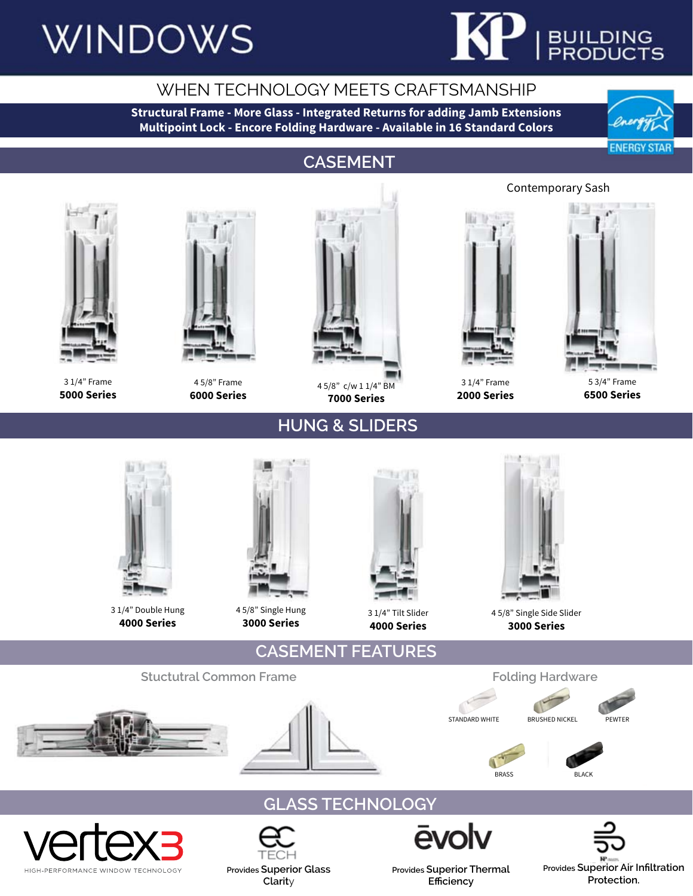# WINDOWS

KP | BUILDING PRODUCTS

## WHEN TECHNOLOGY MEETS CRAFTSMANSHIP

**Structural Frame - More Glass - Integrated Returns for adding Jamb Extensions**
**Multipoint Lock - Encore Folding Hardware - Available in 16 Standard Colors**

ENERGY STAR

## CASEMENT

Contemporary Sash

3 1/4" Frame
**5000 Series**

4 5/8" Frame
**6000 Series**

4 5/8" c/w 1 1/4" BM
**7000 Series**

3 1/4" Frame
**2000 Series**

5 3/4" Frame
**6500 Series**

## HUNG & SLIDERS

3 1/4" Double Hung
**4000 Series**

4 5/8" Single Hung
**3000 Series**

3 1/4" Tilt Slider
**4000 Series**

4 5/8" Single Side Slider
**3000 Series**

## CASEMENT FEATURES

### Stuctutral Common Frame

### Folding Hardware

STANDARD WHITE

BRUSHED NICKEL

PEWTER

BRASS

BLACK

## GLASS TECHNOLOGY

vertex3
HIGH-PERFORMANCE WINDOW TECHNOLOGY

ec TECH
Provides **Superior Glass Clarity**

ēvolv
Provides **Superior Thermal Efficiency**

Provides **Superior Air Infiltration Protection.**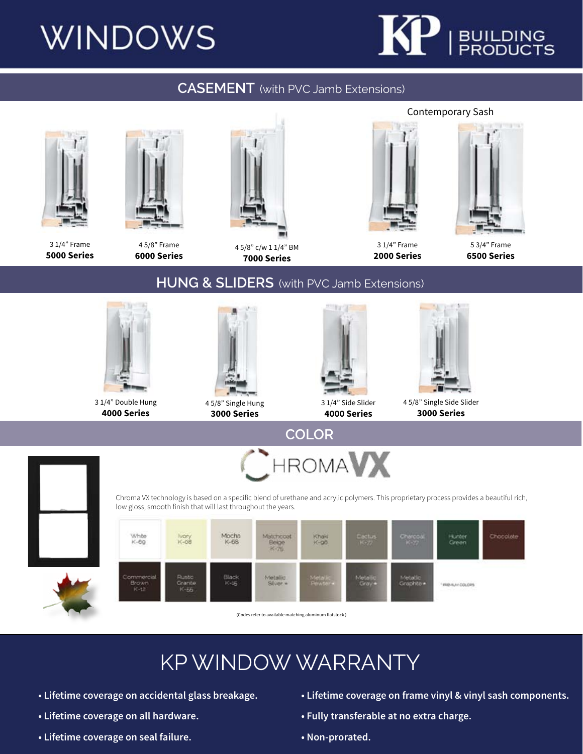# WINDOWS

KP | BUILDING PRODUCTS

## CASEMENT (with PVC Jamb Extensions)

Contemporary Sash

3 1/4" Frame
**5000 Series**

4 5/8" Frame
**6000 Series**

4 5/8" c/w 1 1/4" BM
**7000 Series**

3 1/4" Frame
**2000 Series**

5 3/4" Frame
**6500 Series**

## HUNG & SLIDERS (with PVC Jamb Extensions)

3 1/4" Double Hung
**4000 Series**

4 5/8" Single Hung
**3000 Series**

3 1/4" Side Slider
**4000 Series**

4 5/8" Single Side Slider
**3000 Series**

## COLOR

CHROMAVX

Chroma VX technology is based on a specific blend of urethane and acrylic polymers. This proprietary process provides a beautiful rich, low gloss, smooth finish that will last throughout the years.

| | | | | | | | | |
|---|---|---|---|---|---|---|---|---|
| White K-69 | Ivory K-08 | Mocha K-68 | Matchcoat Beige K-75 | Khaki K-98 | Cactus K-77 | Charcoal K-77 | Hunter Green | Chocolate |
| Commercial Brown K-12 | Rustic Granite K-55 | Black K-15 | Metallic Silver * | Metallic Pewter * | Metallic Gray * | Metallic Graphite * | * PREMIUM COLORS | |

(Codes refer to available matching aluminum flatstock)

# KP WINDOW WARRANTY

- Lifetime coverage on accidental glass breakage.
- Lifetime coverage on all hardware.
- Lifetime coverage on seal failure.
- Lifetime coverage on frame vinyl & vinyl sash components.
- Fully transferable at no extra charge.
- Non-prorated.